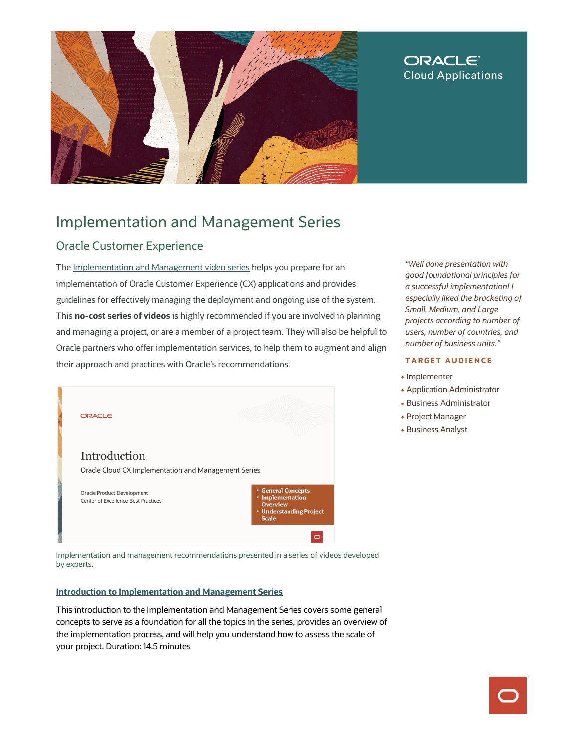# Implementation and Management Series

## Oracle Customer Experience

The Implementation and Management video series helps you prepare for an implementation of Oracle Customer Experience (CX) applications and provides guidelines for effectively managing the deployment and ongoing use of the system. This **no-cost series of videos** is highly recommended if you are involved in planning and managing a project, or are a member of a project team. They will also be helpful to Oracle partners who offer implementation services, to help them to augment and align their approach and practices with Oracle's recommendations.

Implementation and management recommendations presented in a series of videos developed by experts.

### Introduction to Implementation and Management Series

This introduction to the Implementation and Management Series covers some general concepts to serve as a foundation for all the topics in the series, provides an overview of the implementation process, and will help you understand how to assess the scale of your project. Duration: 14.5 minutes

*"Well done presentation with good foundational principles for a successful implementation! I especially liked the bracketing of Small, Medium, and Large projects according to number of users, number of countries, and number of business units."*

**TARGET AUDIENCE**

- Implementer
- Application Administrator
- Business Administrator
- Project Manager
- Business Analyst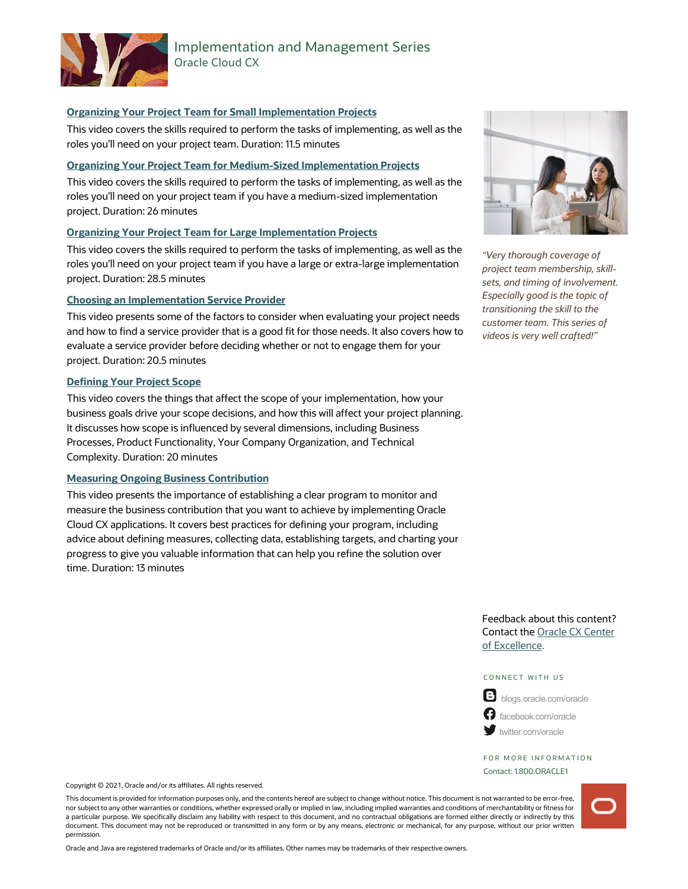### [Organizing Your Project Team for Small Implementation Projects]

This video covers the skills required to perform the tasks of implementing, as well as the roles you'll need on your project team. Duration: 11.5 minutes

### [Organizing Your Project Team for Medium-Sized Implementation Projects]

This video covers the skills required to perform the tasks of implementing, as well as the roles you'll need on your project team if you have a medium-sized implementation project. Duration: 26 minutes

### [Organizing Your Project Team for Large Implementation Projects]

This video covers the skills required to perform the tasks of implementing, as well as the roles you'll need on your project team if you have a large or extra-large implementation project. Duration: 28.5 minutes

### [Choosing an Implementation Service Provider]

This video presents some of the factors to consider when evaluating your project needs and how to find a service provider that is a good fit for those needs. It also covers how to evaluate a service provider before deciding whether or not to engage them for your project. Duration: 20.5 minutes

### [Defining Your Project Scope]

This video covers the things that affect the scope of your implementation, how your business goals drive your scope decisions, and how this will affect your project planning. It discusses how scope is influenced by several dimensions, including Business Processes, Product Functionality, Your Company Organization, and Technical Complexity. Duration: 20 minutes

### [Measuring Ongoing Business Contribution]

This video presents the importance of establishing a clear program to monitor and measure the business contribution that you want to achieve by implementing Oracle Cloud CX applications. It covers best practices for defining your program, including advice about defining measures, collecting data, establishing targets, and charting your progress to give you valuable information that can help you refine the solution over time. Duration: 13 minutes

*"Very thorough coverage of project team membership, skill-sets, and timing of involvement. Especially good is the topic of transitioning the skill to the customer team. This series of videos is very well crafted!"*

Feedback about this content?
Contact the [Oracle CX Center of Excellence].

CONNECT WITH US

blogs.oracle.com/oracle

facebook.com/oracle

twitter.com/oracle

FOR MORE INFORMATION

Contact: 1.800.ORACLE1

Copyright © 2021, Oracle and/or its affiliates. All rights reserved.

This document is provided for information purposes only, and the contents hereof are subject to change without notice. This document is not warranted to be error-free, nor subject to any other warranties or conditions, whether expressed orally or implied in law, including implied warranties and conditions of merchantability or fitness for a particular purpose. We specifically disclaim any liability with respect to this document, and no contractual obligations are formed either directly or indirectly by this document. This document may not be reproduced or transmitted in any form or by any means, electronic or mechanical, for any purpose, without our prior written permission.

Oracle and Java are registered trademarks of Oracle and/or its affiliates. Other names may be trademarks of their respective owners.